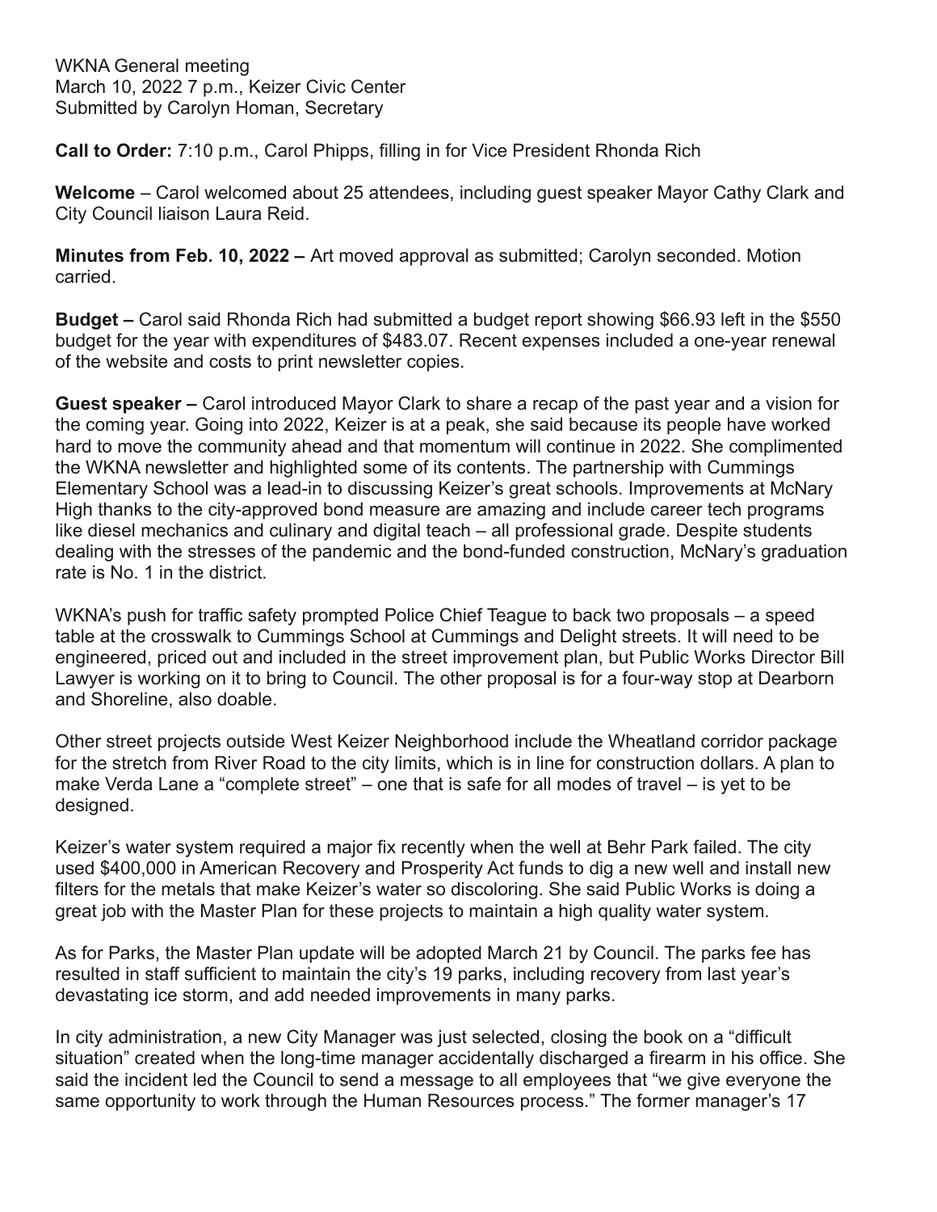WKNA General meeting
March 10, 2022 7 p.m., Keizer Civic Center
Submitted by Carolyn Homan, Secretary

**Call to Order:** 7:10 p.m., Carol Phipps, filling in for Vice President Rhonda Rich

**Welcome** – Carol welcomed about 25 attendees, including guest speaker Mayor Cathy Clark and City Council liaison Laura Reid.

**Minutes from Feb. 10, 2022 –** Art moved approval as submitted; Carolyn seconded. Motion carried.

**Budget –** Carol said Rhonda Rich had submitted a budget report showing $66.93 left in the $550 budget for the year with expenditures of $483.07. Recent expenses included a one-year renewal of the website and costs to print newsletter copies.

**Guest speaker –** Carol introduced Mayor Clark to share a recap of the past year and a vision for the coming year. Going into 2022, Keizer is at a peak, she said because its people have worked hard to move the community ahead and that momentum will continue in 2022. She complimented the WKNA newsletter and highlighted some of its contents. The partnership with Cummings Elementary School was a lead-in to discussing Keizer's great schools. Improvements at McNary High thanks to the city-approved bond measure are amazing and include career tech programs like diesel mechanics and culinary and digital teach – all professional grade. Despite students dealing with the stresses of the pandemic and the bond-funded construction, McNary's graduation rate is No. 1 in the district.

WKNA's push for traffic safety prompted Police Chief Teague to back two proposals – a speed table at the crosswalk to Cummings School at Cummings and Delight streets. It will need to be engineered, priced out and included in the street improvement plan, but Public Works Director Bill Lawyer is working on it to bring to Council. The other proposal is for a four-way stop at Dearborn and Shoreline, also doable.

Other street projects outside West Keizer Neighborhood include the Wheatland corridor package for the stretch from River Road to the city limits, which is in line for construction dollars. A plan to make Verda Lane a "complete street" – one that is safe for all modes of travel – is yet to be designed.

Keizer's water system required a major fix recently when the well at Behr Park failed. The city used $400,000 in American Recovery and Prosperity Act funds to dig a new well and install new filters for the metals that make Keizer's water so discoloring. She said Public Works is doing a great job with the Master Plan for these projects to maintain a high quality water system.

As for Parks, the Master Plan update will be adopted March 21 by Council. The parks fee has resulted in staff sufficient to maintain the city's 19 parks, including recovery from last year's devastating ice storm, and add needed improvements in many parks.

In city administration, a new City Manager was just selected, closing the book on a "difficult situation" created when the long-time manager accidentally discharged a firearm in his office. She said the incident led the Council to send a message to all employees that "we give everyone the same opportunity to work through the Human Resources process." The former manager's 17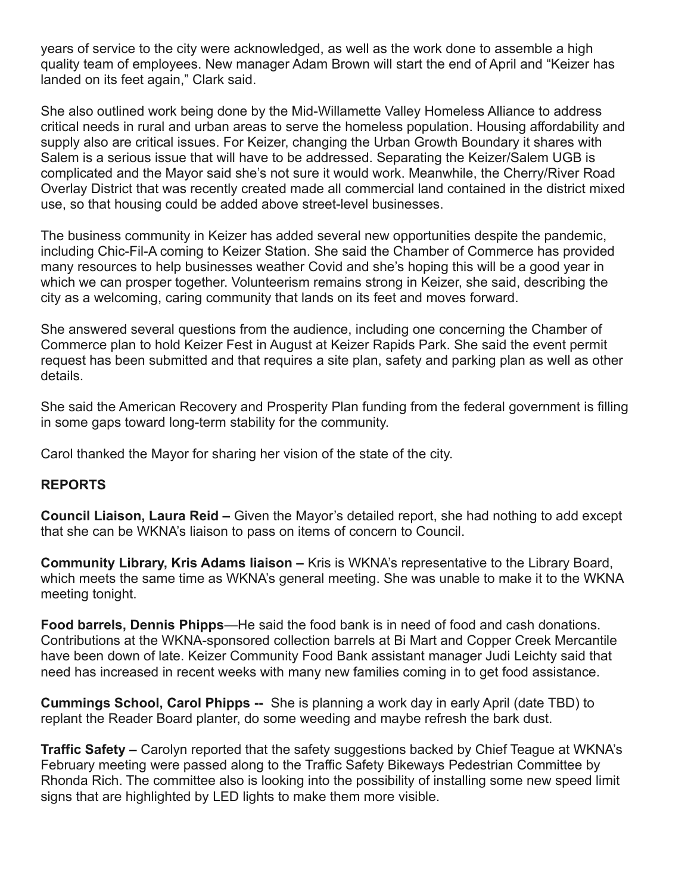years of service to the city were acknowledged, as well as the work done to assemble a high quality team of employees. New manager Adam Brown will start the end of April and "Keizer has landed on its feet again," Clark said.

She also outlined work being done by the Mid-Willamette Valley Homeless Alliance to address critical needs in rural and urban areas to serve the homeless population. Housing affordability and supply also are critical issues. For Keizer, changing the Urban Growth Boundary it shares with Salem is a serious issue that will have to be addressed. Separating the Keizer/Salem UGB is complicated and the Mayor said she's not sure it would work. Meanwhile, the Cherry/River Road Overlay District that was recently created made all commercial land contained in the district mixed use, so that housing could be added above street-level businesses.

The business community in Keizer has added several new opportunities despite the pandemic, including Chic-Fil-A coming to Keizer Station. She said the Chamber of Commerce has provided many resources to help businesses weather Covid and she's hoping this will be a good year in which we can prosper together. Volunteerism remains strong in Keizer, she said, describing the city as a welcoming, caring community that lands on its feet and moves forward.

She answered several questions from the audience, including one concerning the Chamber of Commerce plan to hold Keizer Fest in August at Keizer Rapids Park. She said the event permit request has been submitted and that requires a site plan, safety and parking plan as well as other details.

She said the American Recovery and Prosperity Plan funding from the federal government is filling in some gaps toward long-term stability for the community.

Carol thanked the Mayor for sharing her vision of the state of the city.

**REPORTS**

**Council Liaison, Laura Reid –** Given the Mayor's detailed report, she had nothing to add except that she can be WKNA's liaison to pass on items of concern to Council.

**Community Library, Kris Adams liaison –** Kris is WKNA's representative to the Library Board, which meets the same time as WKNA's general meeting. She was unable to make it to the WKNA meeting tonight.

**Food barrels, Dennis Phipps**—He said the food bank is in need of food and cash donations. Contributions at the WKNA-sponsored collection barrels at Bi Mart and Copper Creek Mercantile have been down of late. Keizer Community Food Bank assistant manager Judi Leichty said that need has increased in recent weeks with many new families coming in to get food assistance.

**Cummings School, Carol Phipps --** She is planning a work day in early April (date TBD) to replant the Reader Board planter, do some weeding and maybe refresh the bark dust.

**Traffic Safety –** Carolyn reported that the safety suggestions backed by Chief Teague at WKNA's February meeting were passed along to the Traffic Safety Bikeways Pedestrian Committee by Rhonda Rich. The committee also is looking into the possibility of installing some new speed limit signs that are highlighted by LED lights to make them more visible.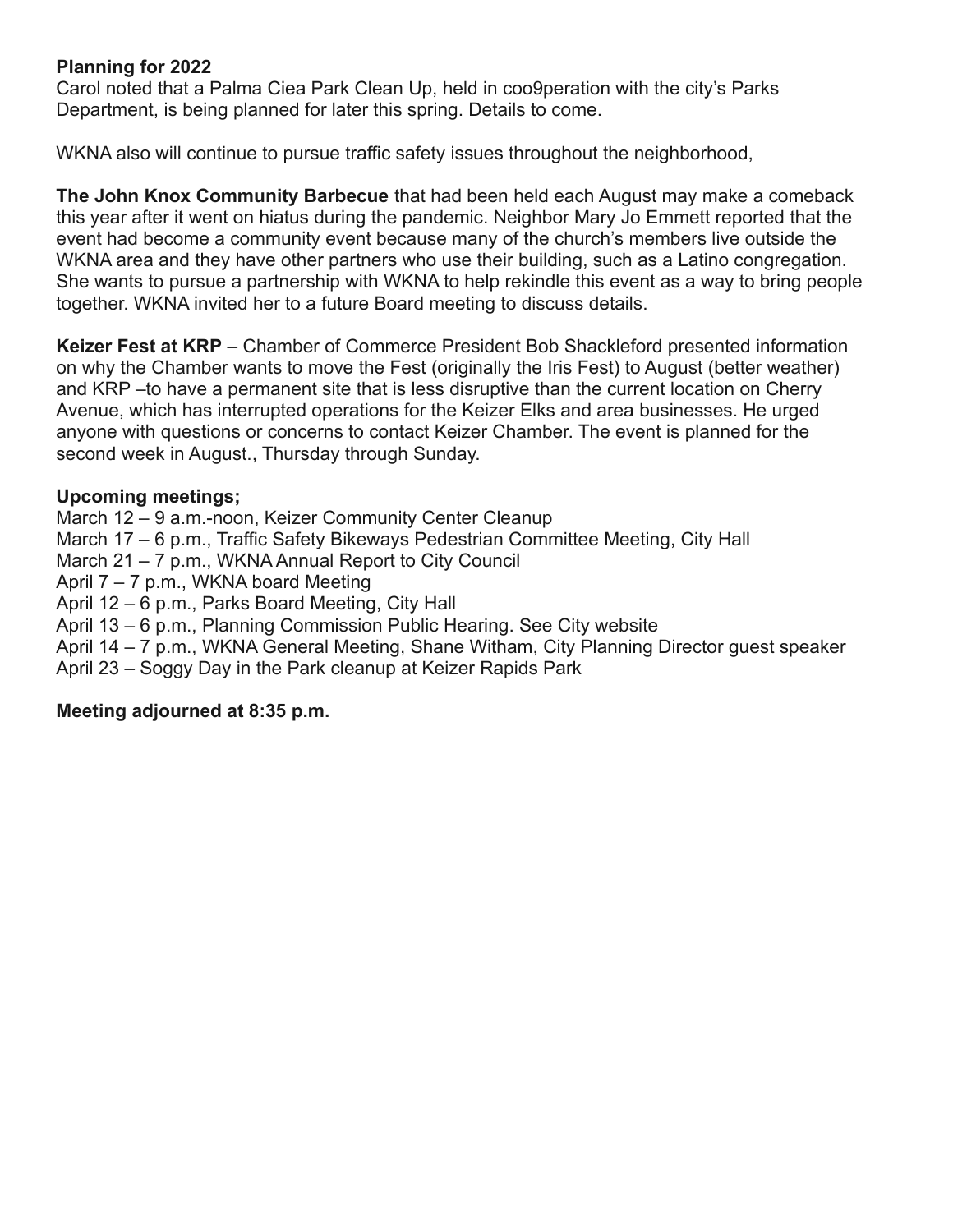**Planning for 2022**

Carol noted that a Palma Ciea Park Clean Up, held in coo9peration with the city's Parks Department, is being planned for later this spring. Details to come.

WKNA also will continue to pursue traffic safety issues throughout the neighborhood,

**The John Knox Community Barbecue** that had been held each August may make a comeback this year after it went on hiatus during the pandemic. Neighbor Mary Jo Emmett reported that the event had become a community event because many of the church's members live outside the WKNA area and they have other partners who use their building, such as a Latino congregation. She wants to pursue a partnership with WKNA to help rekindle this event as a way to bring people together. WKNA invited her to a future Board meeting to discuss details.

**Keizer Fest at KRP** – Chamber of Commerce President Bob Shackleford presented information on why the Chamber wants to move the Fest (originally the Iris Fest) to August (better weather) and KRP –to have a permanent site that is less disruptive than the current location on Cherry Avenue, which has interrupted operations for the Keizer Elks and area businesses. He urged anyone with questions or concerns to contact Keizer Chamber. The event is planned for the second week in August., Thursday through Sunday.

**Upcoming meetings;**

March 12 – 9 a.m.-noon, Keizer Community Center Cleanup
March 17 – 6 p.m., Traffic Safety Bikeways Pedestrian Committee Meeting, City Hall
March 21 – 7 p.m., WKNA Annual Report to City Council
April 7 – 7 p.m., WKNA board Meeting
April 12 – 6 p.m., Parks Board Meeting, City Hall
April 13 – 6 p.m., Planning Commission Public Hearing. See City website
April 14 – 7 p.m., WKNA General Meeting, Shane Witham, City Planning Director guest speaker
April 23 – Soggy Day in the Park cleanup at Keizer Rapids Park

**Meeting adjourned at 8:35 p.m.**